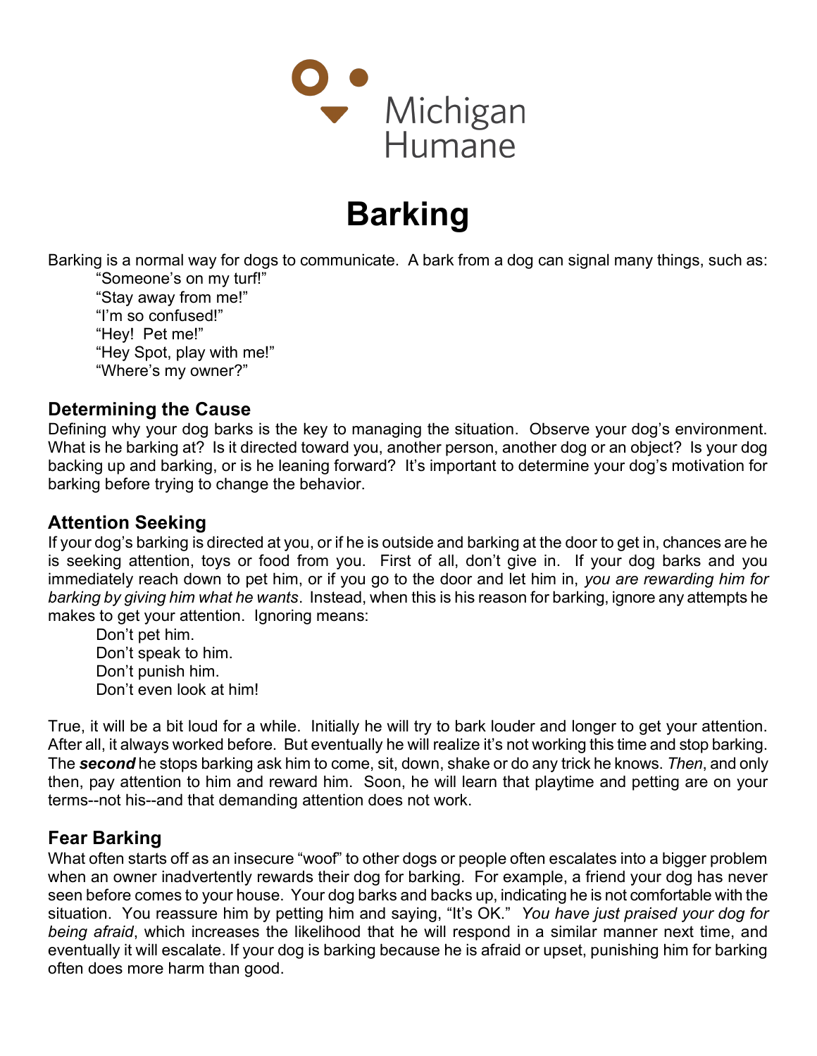Michigan Humane

# Barking

Barking is a normal way for dogs to communicate. A bark from a dog can signal many things, such as:

"Someone's on my turf!"
"Stay away from me!"
"I'm so confused!"
"Hey! Pet me!"
"Hey Spot, play with me!"
"Where's my owner?"

## Determining the Cause

Defining why your dog barks is the key to managing the situation. Observe your dog's environment. What is he barking at? Is it directed toward you, another person, another dog or an object? Is your dog backing up and barking, or is he leaning forward? It's important to determine your dog's motivation for barking before trying to change the behavior.

## Attention Seeking

If your dog's barking is directed at you, or if he is outside and barking at the door to get in, chances are he is seeking attention, toys or food from you. First of all, don't give in. If your dog barks and you immediately reach down to pet him, or if you go to the door and let him in, *you are rewarding him for barking by giving him what he wants*. Instead, when this is his reason for barking, ignore any attempts he makes to get your attention. Ignoring means:

Don't pet him.
Don't speak to him.
Don't punish him.
Don't even look at him!

True, it will be a bit loud for a while. Initially he will try to bark louder and longer to get your attention. After all, it always worked before. But eventually he will realize it's not working this time and stop barking. The ***second*** he stops barking ask him to come, sit, down, shake or do any trick he knows. *Then*, and only then, pay attention to him and reward him. Soon, he will learn that playtime and petting are on your terms--not his--and that demanding attention does not work.

## Fear Barking

What often starts off as an insecure "woof" to other dogs or people often escalates into a bigger problem when an owner inadvertently rewards their dog for barking. For example, a friend your dog has never seen before comes to your house. Your dog barks and backs up, indicating he is not comfortable with the situation. You reassure him by petting him and saying, "It's OK." *You have just praised your dog for being afraid*, which increases the likelihood that he will respond in a similar manner next time, and eventually it will escalate. If your dog is barking because he is afraid or upset, punishing him for barking often does more harm than good.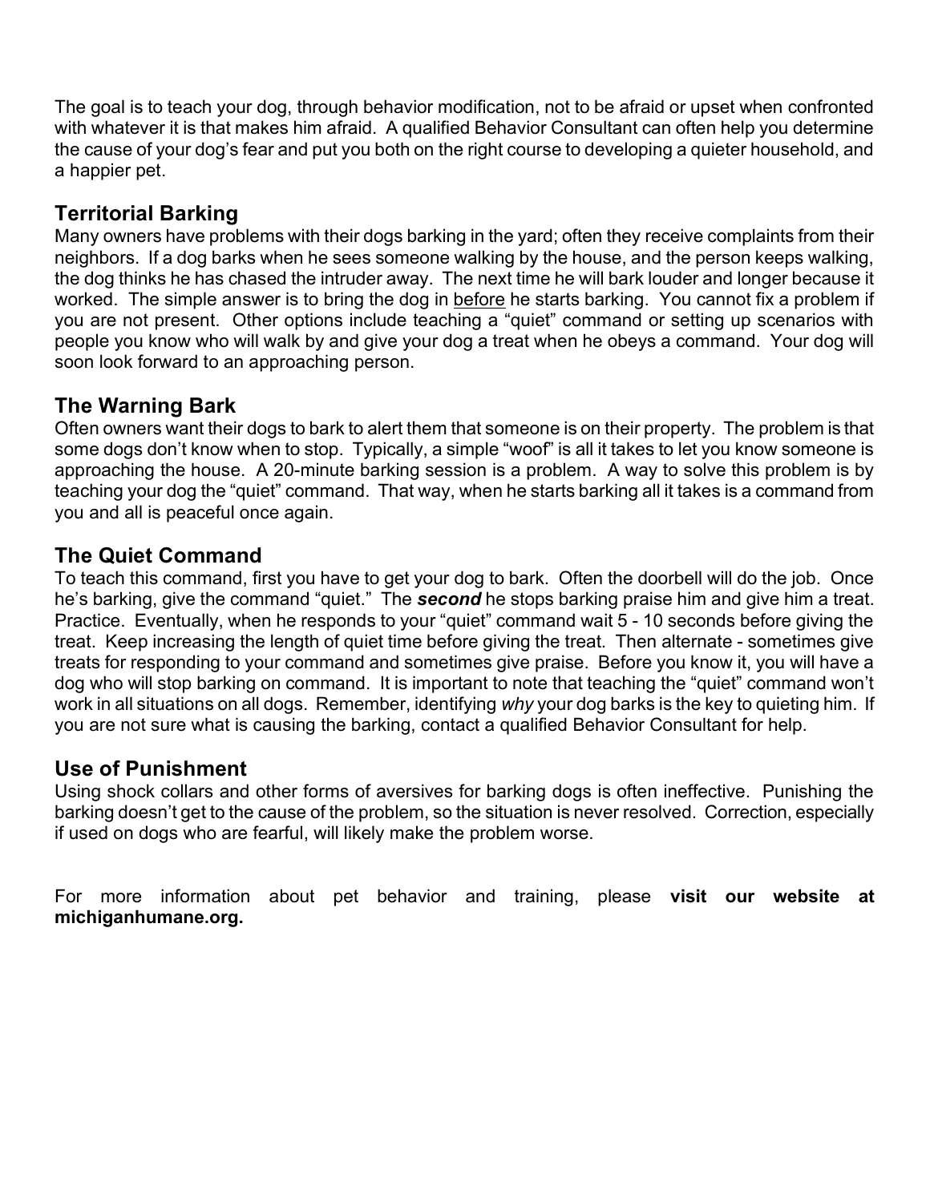The goal is to teach your dog, through behavior modification, not to be afraid or upset when confronted with whatever it is that makes him afraid. A qualified Behavior Consultant can often help you determine the cause of your dog's fear and put you both on the right course to developing a quieter household, and a happier pet.

## Territorial Barking

Many owners have problems with their dogs barking in the yard; often they receive complaints from their neighbors. If a dog barks when he sees someone walking by the house, and the person keeps walking, the dog thinks he has chased the intruder away. The next time he will bark louder and longer because it worked. The simple answer is to bring the dog in <u>before</u> he starts barking. You cannot fix a problem if you are not present. Other options include teaching a "quiet" command or setting up scenarios with people you know who will walk by and give your dog a treat when he obeys a command. Your dog will soon look forward to an approaching person.

## The Warning Bark

Often owners want their dogs to bark to alert them that someone is on their property. The problem is that some dogs don't know when to stop. Typically, a simple "woof" is all it takes to let you know someone is approaching the house. A 20-minute barking session is a problem. A way to solve this problem is by teaching your dog the "quiet" command. That way, when he starts barking all it takes is a command from you and all is peaceful once again.

## The Quiet Command

To teach this command, first you have to get your dog to bark. Often the doorbell will do the job. Once he's barking, give the command "quiet." The ***second*** he stops barking praise him and give him a treat. Practice. Eventually, when he responds to your "quiet" command wait 5 - 10 seconds before giving the treat. Keep increasing the length of quiet time before giving the treat. Then alternate - sometimes give treats for responding to your command and sometimes give praise. Before you know it, you will have a dog who will stop barking on command. It is important to note that teaching the "quiet" command won't work in all situations on all dogs. Remember, identifying *why* your dog barks is the key to quieting him. If you are not sure what is causing the barking, contact a qualified Behavior Consultant for help.

## Use of Punishment

Using shock collars and other forms of aversives for barking dogs is often ineffective. Punishing the barking doesn't get to the cause of the problem, so the situation is never resolved. Correction, especially if used on dogs who are fearful, will likely make the problem worse.

For more information about pet behavior and training, please **visit our website at michiganhumane.org.**